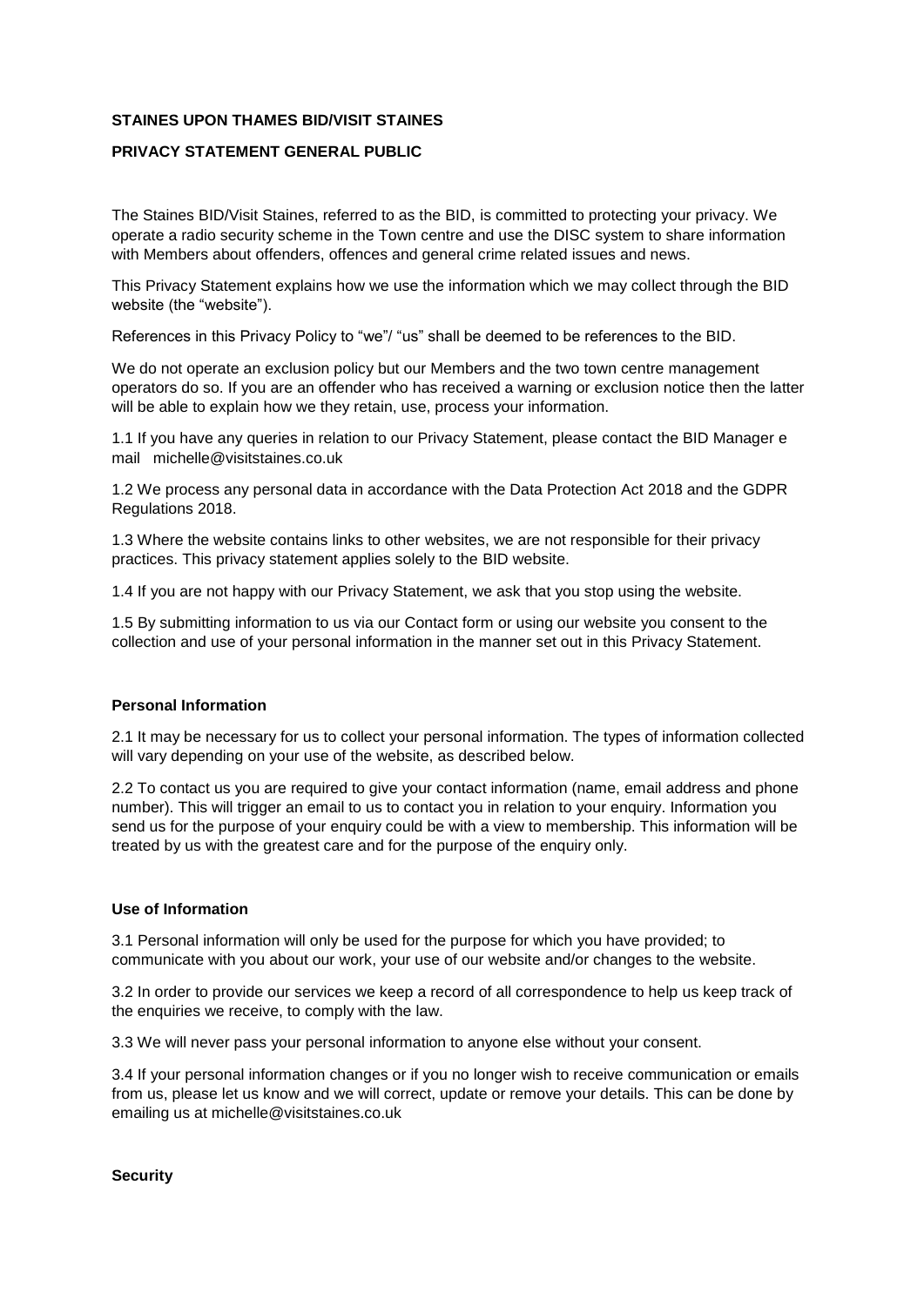**STAINES UPON THAMES BID/VISIT STAINES**

**PRIVACY STATEMENT GENERAL PUBLIC**

The Staines BID/Visit Staines, referred to as the BID, is committed to protecting your privacy. We operate a radio security scheme in the Town centre and use the DISC system to share information with Members about offenders, offences and general crime related issues and news.

This Privacy Statement explains how we use the information which we may collect through the BID website (the "website").

References in this Privacy Policy to "we"/ "us" shall be deemed to be references to the BID.

We do not operate an exclusion policy but our Members and the two town centre management operators do so. If you are an offender who has received a warning or exclusion notice then the latter will be able to explain how we they retain, use, process your information.

1.1 If you have any queries in relation to our Privacy Statement, please contact the BID Manager e mail michelle@visitstaines.co.uk

1.2 We process any personal data in accordance with the Data Protection Act 2018 and the GDPR Regulations 2018.

1.3 Where the website contains links to other websites, we are not responsible for their privacy practices. This privacy statement applies solely to the BID website.

1.4 If you are not happy with our Privacy Statement, we ask that you stop using the website.

1.5 By submitting information to us via our Contact form or using our website you consent to the collection and use of your personal information in the manner set out in this Privacy Statement.

**Personal Information**

2.1 It may be necessary for us to collect your personal information. The types of information collected will vary depending on your use of the website, as described below.

2.2 To contact us you are required to give your contact information (name, email address and phone number). This will trigger an email to us to contact you in relation to your enquiry. Information you send us for the purpose of your enquiry could be with a view to membership. This information will be treated by us with the greatest care and for the purpose of the enquiry only.

**Use of Information**

3.1 Personal information will only be used for the purpose for which you have provided; to communicate with you about our work, your use of our website and/or changes to the website.

3.2 In order to provide our services we keep a record of all correspondence to help us keep track of the enquiries we receive, to comply with the law.

3.3 We will never pass your personal information to anyone else without your consent.

3.4 If your personal information changes or if you no longer wish to receive communication or emails from us, please let us know and we will correct, update or remove your details. This can be done by emailing us at michelle@visitstaines.co.uk

**Security**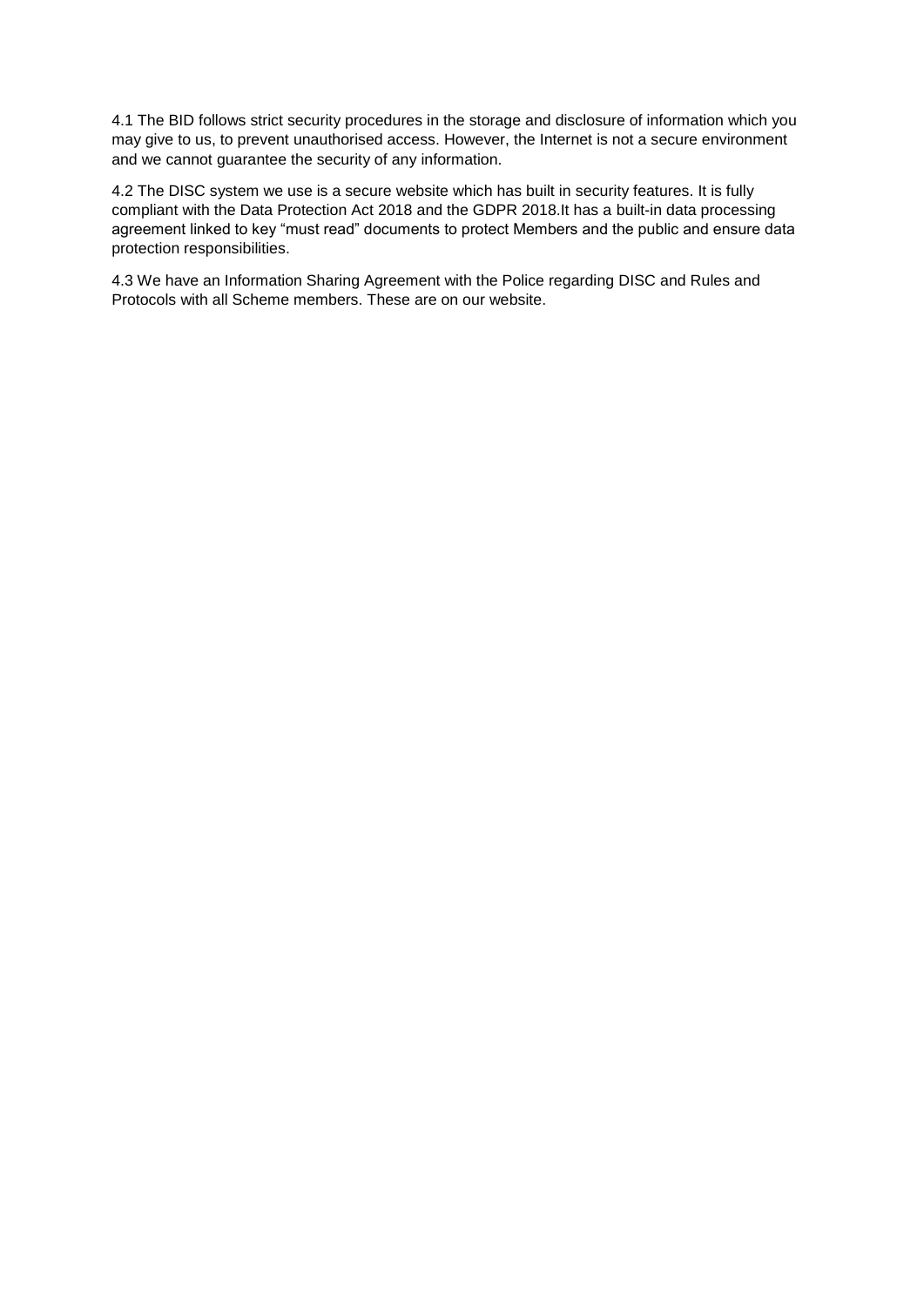4.1 The BID follows strict security procedures in the storage and disclosure of information which you may give to us, to prevent unauthorised access. However, the Internet is not a secure environment and we cannot guarantee the security of any information.

4.2 The DISC system we use is a secure website which has built in security features. It is fully compliant with the Data Protection Act 2018 and the GDPR 2018.It has a built-in data processing agreement linked to key "must read" documents to protect Members and the public and ensure data protection responsibilities.

4.3 We have an Information Sharing Agreement with the Police regarding DISC and Rules and Protocols with all Scheme members. These are on our website.